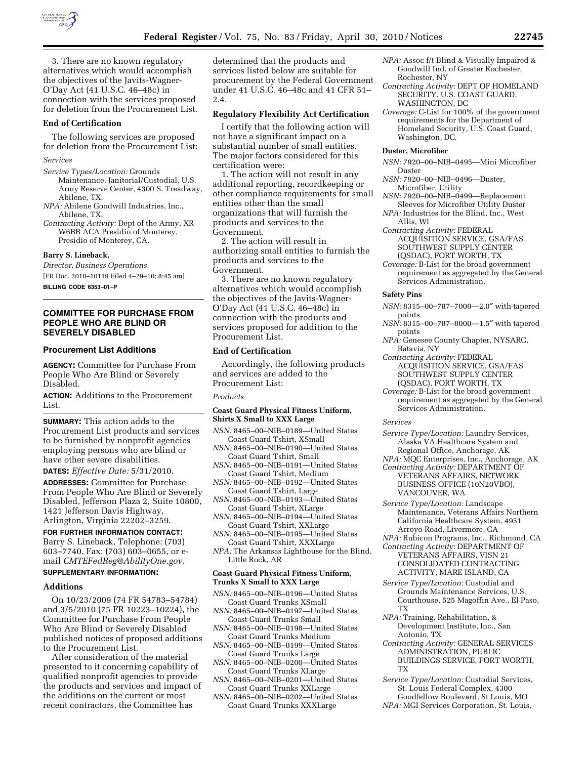3. There are no known regulatory alternatives which would accomplish the objectives of the Javits-Wagner-O'Day Act (41 U.S.C. 46–48c) in connection with the services proposed for deletion from the Procurement List.

**End of Certification**

The following services are proposed for deletion from the Procurement List:

*Services*

*Service Types/Location:* Grounds Maintenance, Janitorial/Custodial, U.S. Army Reserve Center, 4300 S. Treadway, Abilene, TX.

*NPA:* Abilene Goodwill Industries, Inc., Abilene, TX.

*Contracting Activity:* Dept of the Army, XR W6BB ACA Presidio of Monterey, Presidio of Monterey, CA.

**Barry S. Lineback,**

*Director, Business Operations.*

[FR Doc. 2010–10119 Filed 4–29–10; 8:45 am]

**BILLING CODE 6353–01–P**

## COMMITTEE FOR PURCHASE FROM PEOPLE WHO ARE BLIND OR SEVERELY DISABLED

### Procurement List Additions

**AGENCY:** Committee for Purchase From People Who Are Blind or Severely Disabled.

**ACTION:** Additions to the Procurement List.

**SUMMARY:** This action adds to the Procurement List products and services to be furnished by nonprofit agencies employing persons who are blind or have other severe disabilities.

**DATES:** *Effective Date:* 5/31/2010.

**ADDRESSES:** Committee for Purchase From People Who Are Blind or Severely Disabled, Jefferson Plaza 2, Suite 10800, 1421 Jefferson Davis Highway, Arlington, Virginia 22202–3259.

**FOR FURTHER INFORMATION CONTACT:** Barry S. Lineback, Telephone: (703) 603–7740, Fax: (703) 603–0655, or e-mail *CMTEFedReg@AbilityOne.gov.*

**SUPPLEMENTARY INFORMATION:**

### Additions

On 10/23/2009 (74 FR 54783–54784) and 3/5/2010 (75 FR 10223–10224), the Committee for Purchase From People Who Are Blind or Severely Disabled published notices of proposed additions to the Procurement List.

After consideration of the material presented to it concerning capability of qualified nonprofit agencies to provide the products and services and impact of the additions on the current or most recent contractors, the Committee has determined that the products and services listed below are suitable for procurement by the Federal Government under 41 U.S.C. 46–48c and 41 CFR 51–2.4.

### Regulatory Flexibility Act Certification

I certify that the following action will not have a significant impact on a substantial number of small entities. The major factors considered for this certification were:

1. The action will not result in any additional reporting, recordkeeping or other compliance requirements for small entities other than the small organizations that will furnish the products and services to the Government.

2. The action will result in authorizing small entities to furnish the products and services to the Government.

3. There are no known regulatory alternatives which would accomplish the objectives of the Javits-Wagner-O'Day Act (41 U.S.C. 46–48c) in connection with the products and services proposed for addition to the Procurement List.

**End of Certification**

Accordingly, the following products and services are added to the Procurement List:

*Products*

**Coast Guard Physical Fitness Uniform, Shirts X Small to XXX Large**

*NSN:* 8465–00–NIB–0189—United States Coast Guard Tshirt, XSmall

*NSN:* 8465–00–NIB–0190—United States Coast Guard Tshirt, Small

*NSN:* 8465–00–NIB–0191—United States Coast Guard Tshirt, Medium

*NSN:* 8465–00–NIB–0192—United States Coast Guard Tshirt, Large

*NSN:* 8465–00–NIB–0193—United States Coast Guard Tshirt, XLarge

*NSN:* 8465–00–NIB–0194—United States Coast Guard Tshirt, XXLarge

*NSN:* 8465–00–NIB–0195—United States Coast Guard Tshirt, XXXLarge

*NPA:* The Arkansas Lighthouse for the Blind, Little Rock, AR

**Coast Guard Physical Fitness Uniform, Trunks X Small to XXX Large**

*NSN:* 8465–00–NIB–0196—United States Coast Guard Trunks XSmall

*NSN:* 8465–00–NIB–0197—United States Coast Guard Trunks Small

*NSN:* 8465–00–NIB–0198—United States Coast Guard Trunks Medium

*NSN:* 8465–00–NIB–0199—United States Coast Guard Trunks Large

*NSN:* 8465–00–NIB–0200—United States Coast Guard Trunks XLarge

*NSN:* 8465–00–NIB–0201—United States Coast Guard Trunks XXLarge

*NSN:* 8465–00–NIB–0202—United States Coast Guard Trunks XXXLarge

*NPA:* Assoc f/t Blind & Visually Impaired & Goodwill Ind. of Greater Rochester, Rochester, NY

*Contracting Activity:* DEPT OF HOMELAND SECURITY, U.S. COAST GUARD, WASHINGTON, DC

*Coverage:* C-List for 100% of the government requirements for the Department of Homeland Security, U.S. Coast Guard, Washington, DC.

**Duster, Microfiber**

*NSN:* 7920–00–NIB–0495—Mini Microfiber Duster

*NSN:* 7920–00–NIB–0496—Duster, Microfiber, Utility

*NSN:* 7920–00–NIB–0499—Replacement Sleeves for Microfiber Utility Duster

*NPA:* Industries for the Blind, Inc., West Allis, WI

*Contracting Activity:* FEDERAL ACQUISITION SERVICE, GSA/FAS SOUTHWEST SUPPLY CENTER (QSDAC), FORT WORTH, TX

*Coverage:* B-List for the broad government requirement as aggregated by the General Services Administration.

**Safety Pins**

*NSN:* 8315–00–787–7000—2.0″ with tapered points

*NSN:* 8315–00–787–8000—1.5″ with tapered points

*NPA:* Genesee County Chapter, NYSARC, Batavia, NY

*Contracting Activity:* FEDERAL ACQUISITION SERVICE, GSA/FAS SOUTHWEST SUPPLY CENTER (QSDAC), FORT WORTH, TX

*Coverage:* B-List for the broad government requirement as aggregated by the General Services Administration.

*Services*

*Service Type/Location:* Laundry Services, Alaska VA Healthcare System and Regional Office, Anchorage, AK

*NPA:* MQC Enterprises, Inc., Anchorage, AK

*Contracting Activity:* DEPARTMENT OF VETERANS AFFAIRS, NETWORK BUSINESS OFFICE (10N20VBO), VANCOUVER, WA

*Service Type/Location:* Landscape Maintenance, Veterans Affairs Northern California Healthcare System, 4951 Arroyo Road, Livermore, CA

*NPA:* Rubicon Programs, Inc., Richmond, CA

*Contracting Activity:* DEPARTMENT OF VETERANS AFFAIRS, VISN 21 CONSOLIDATED CONTRACTING ACTIVITY, MARE ISLAND, CA

*Service Type/Location:* Custodial and Grounds Maintenance Services, U.S. Courthouse, 525 Magoffin Ave., El Paso, TX

*NPA:* Training, Rehabilitation, & Development Institute, Inc., San Antonio, TX

*Contracting Activity:* GENERAL SERVICES ADMINISTRATION, PUBLIC BUILDINGS SERVICE, FORT WORTH, TX

*Service Type/Location:* Custodial Services, St. Louis Federal Complex, 4300 Goodfellow Boulevard, St Louis, MO

*NPA:* MGI Services Corporation, St. Louis,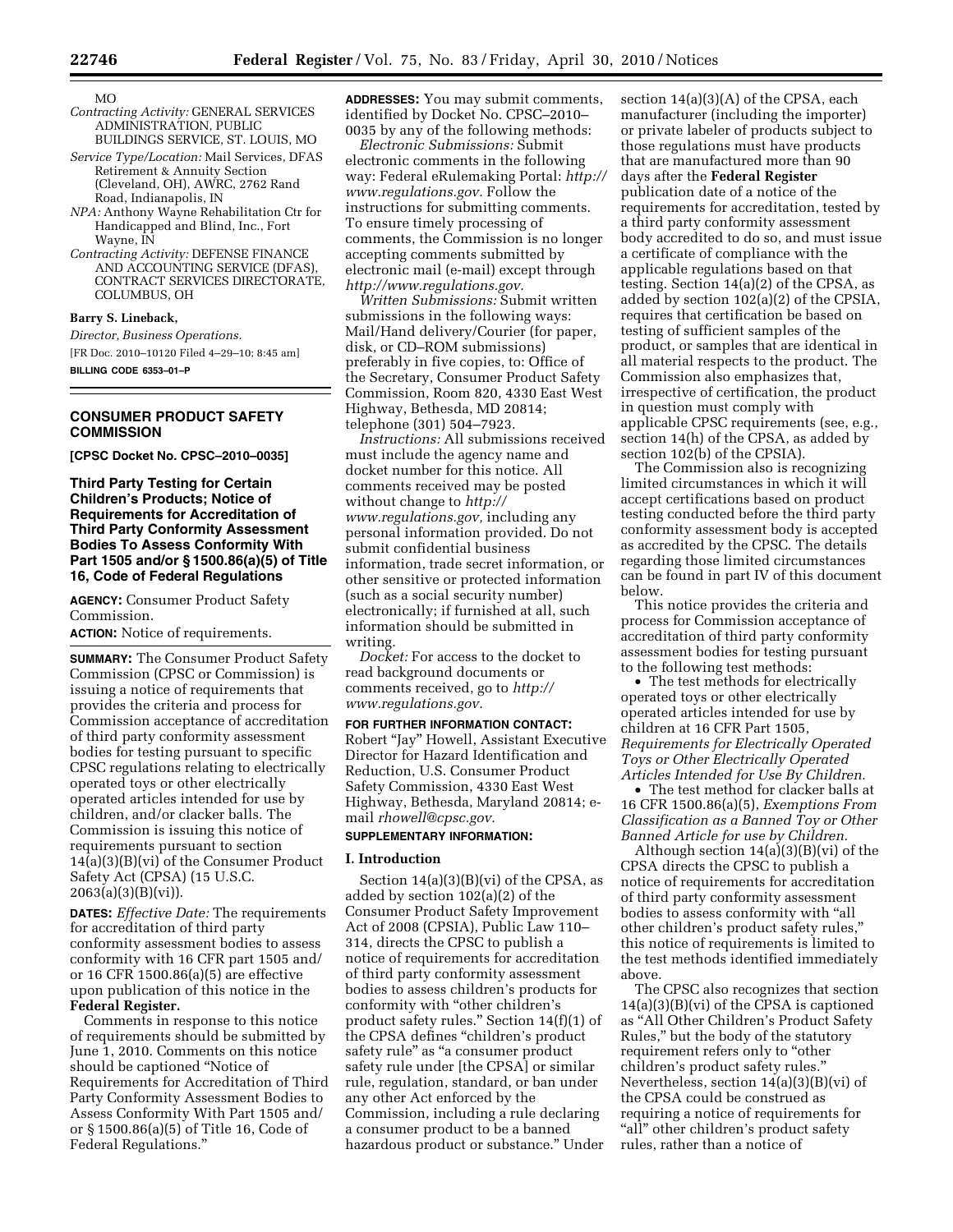MO

*Contracting Activity:* GENERAL SERVICES ADMINISTRATION, PUBLIC BUILDINGS SERVICE, ST. LOUIS, MO

*Service Type/Location:* Mail Services, DFAS Retirement & Annuity Section (Cleveland, OH), AWRC, 2762 Rand Road, Indianapolis, IN

*NPA:* Anthony Wayne Rehabilitation Ctr for Handicapped and Blind, Inc., Fort Wayne, IN

*Contracting Activity:* DEFENSE FINANCE AND ACCOUNTING SERVICE (DFAS), CONTRACT SERVICES DIRECTORATE, COLUMBUS, OH

**Barry S. Lineback,**

*Director, Business Operations.*

[FR Doc. 2010–10120 Filed 4–29–10; 8:45 am]

**BILLING CODE 6353–01–P**

## CONSUMER PRODUCT SAFETY COMMISSION

**[CPSC Docket No. CPSC–2010–0035]**

## Third Party Testing for Certain Children's Products; Notice of Requirements for Accreditation of Third Party Conformity Assessment Bodies To Assess Conformity With Part 1505 and/or § 1500.86(a)(5) of Title 16, Code of Federal Regulations

**AGENCY:** Consumer Product Safety Commission.

**ACTION:** Notice of requirements.

**SUMMARY:** The Consumer Product Safety Commission (CPSC or Commission) is issuing a notice of requirements that provides the criteria and process for Commission acceptance of accreditation of third party conformity assessment bodies for testing pursuant to specific CPSC regulations relating to electrically operated toys or other electrically operated articles intended for use by children, and/or clacker balls. The Commission is issuing this notice of requirements pursuant to section 14(a)(3)(B)(vi) of the Consumer Product Safety Act (CPSA) (15 U.S.C. 2063(a)(3)(B)(vi)).

**DATES:** *Effective Date:* The requirements for accreditation of third party conformity assessment bodies to assess conformity with 16 CFR part 1505 and/or 16 CFR 1500.86(a)(5) are effective upon publication of this notice in the **Federal Register.**

Comments in response to this notice of requirements should be submitted by June 1, 2010. Comments on this notice should be captioned "Notice of Requirements for Accreditation of Third Party Conformity Assessment Bodies to Assess Conformity With Part 1505 and/or § 1500.86(a)(5) of Title 16, Code of Federal Regulations."

**ADDRESSES:** You may submit comments, identified by Docket No. CPSC–2010–0035 by any of the following methods:

*Electronic Submissions:* Submit electronic comments in the following way: Federal eRulemaking Portal: *http://www.regulations.gov.* Follow the instructions for submitting comments. To ensure timely processing of comments, the Commission is no longer accepting comments submitted by electronic mail (e-mail) except through *http://www.regulations.gov.*

*Written Submissions:* Submit written submissions in the following ways: Mail/Hand delivery/Courier (for paper, disk, or CD–ROM submissions) preferably in five copies, to: Office of the Secretary, Consumer Product Safety Commission, Room 820, 4330 East West Highway, Bethesda, MD 20814; telephone (301) 504–7923.

*Instructions:* All submissions received must include the agency name and docket number for this notice. All comments received may be posted without change to *http://www.regulations.gov,* including any personal information provided. Do not submit confidential business information, trade secret information, or other sensitive or protected information (such as a social security number) electronically; if furnished at all, such information should be submitted in writing.

*Docket:* For access to the docket to read background documents or comments received, go to *http://www.regulations.gov.*

**FOR FURTHER INFORMATION CONTACT:** Robert "Jay" Howell, Assistant Executive Director for Hazard Identification and Reduction, U.S. Consumer Product Safety Commission, 4330 East West Highway, Bethesda, Maryland 20814; e-mail *rhowell@cpsc.gov.*

**SUPPLEMENTARY INFORMATION:**

### I. Introduction

Section 14(a)(3)(B)(vi) of the CPSA, as added by section 102(a)(2) of the Consumer Product Safety Improvement Act of 2008 (CPSIA), Public Law 110–314, directs the CPSC to publish a notice of requirements for accreditation of third party conformity assessment bodies to assess children's products for conformity with "other children's product safety rules." Section 14(f)(1) of the CPSA defines "children's product safety rule" as "a consumer product safety rule under [the CPSA] or similar rule, regulation, standard, or ban under any other Act enforced by the Commission, including a rule declaring a consumer product to be a banned hazardous product or substance." Under section 14(a)(3)(A) of the CPSA, each manufacturer (including the importer) or private labeler of products subject to those regulations must have products that are manufactured more than 90 days after the **Federal Register** publication date of a notice of the requirements for accreditation, tested by a third party conformity assessment body accredited to do so, and must issue a certificate of compliance with the applicable regulations based on that testing. Section 14(a)(2) of the CPSA, as added by section 102(a)(2) of the CPSIA, requires that certification be based on testing of sufficient samples of the product, or samples that are identical in all material respects to the product. The Commission also emphasizes that, irrespective of certification, the product in question must comply with applicable CPSC requirements (see, e.g., section 14(h) of the CPSA, as added by section 102(b) of the CPSIA).

The Commission also is recognizing limited circumstances in which it will accept certifications based on product testing conducted before the third party conformity assessment body is accepted as accredited by the CPSC. The details regarding those limited circumstances can be found in part IV of this document below.

This notice provides the criteria and process for Commission acceptance of accreditation of third party conformity assessment bodies for testing pursuant to the following test methods:

- The test methods for electrically operated toys or other electrically operated articles intended for use by children at 16 CFR Part 1505, *Requirements for Electrically Operated Toys or Other Electrically Operated Articles Intended for Use By Children.*
- The test method for clacker balls at 16 CFR 1500.86(a)(5), *Exemptions From Classification as a Banned Toy or Other Banned Article for use by Children.*

Although section 14(a)(3)(B)(vi) of the CPSA directs the CPSC to publish a notice of requirements for accreditation of third party conformity assessment bodies to assess conformity with "all other children's product safety rules," this notice of requirements is limited to the test methods identified immediately above.

The CPSC also recognizes that section 14(a)(3)(B)(vi) of the CPSA is captioned as "All Other Children's Product Safety Rules," but the body of the statutory requirement refers only to "other children's product safety rules." Nevertheless, section 14(a)(3)(B)(vi) of the CPSA could be construed as requiring a notice of requirements for "all" other children's product safety rules, rather than a notice of